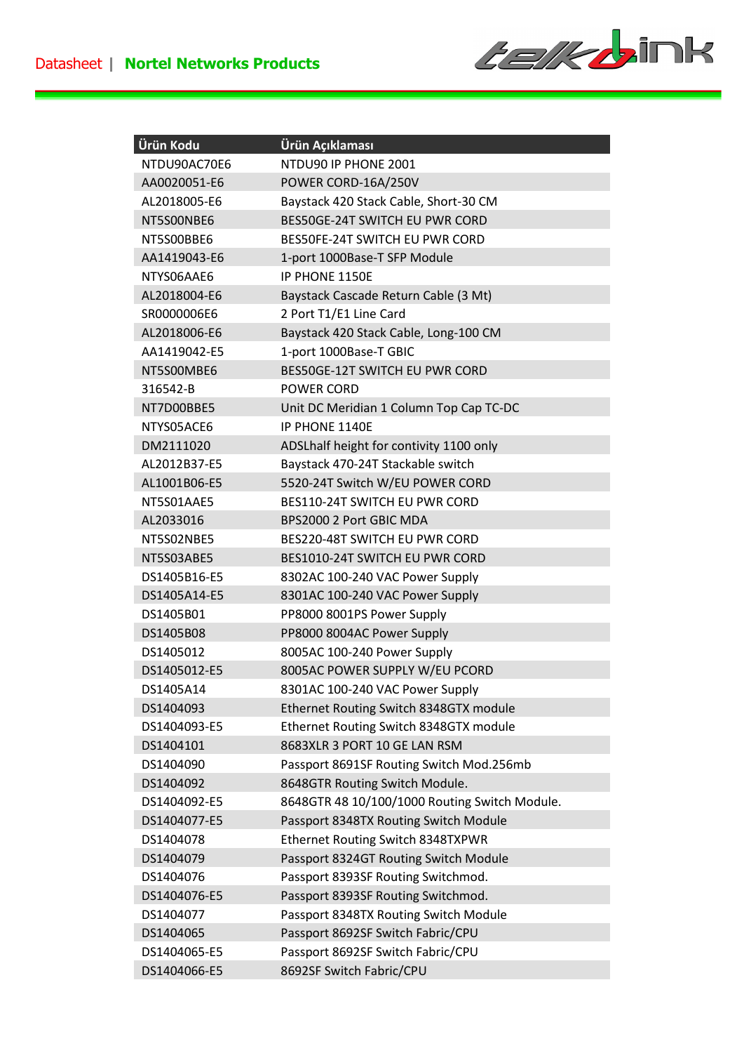Datasheet | **Nortel Networks Products**

| Ürün Kodu | Ürün Açıklaması |
|---|---|
| NTDU90AC70E6 | NTDU90 IP PHONE 2001 |
| AA0020051-E6 | POWER CORD-16A/250V |
| AL2018005-E6 | Baystack 420 Stack Cable, Short-30 CM |
| NT5S00NBE6 | BES50GE-24T SWITCH EU PWR CORD |
| NT5S00BBE6 | BES50FE-24T SWITCH EU PWR CORD |
| AA1419043-E6 | 1-port 1000Base-T SFP Module |
| NTYS06AAE6 | IP PHONE 1150E |
| AL2018004-E6 | Baystack Cascade Return Cable (3 Mt) |
| SR0000006E6 | 2 Port T1/E1 Line Card |
| AL2018006-E6 | Baystack 420 Stack Cable, Long-100 CM |
| AA1419042-E5 | 1-port 1000Base-T GBIC |
| NT5S00MBE6 | BES50GE-12T SWITCH EU PWR CORD |
| 316542-B | POWER CORD |
| NT7D00BBE5 | Unit DC Meridian 1 Column Top Cap TC-DC |
| NTYS05ACE6 | IP PHONE 1140E |
| DM2111020 | ADSLhalf height for contivity 1100 only |
| AL2012B37-E5 | Baystack 470-24T Stackable switch |
| AL1001B06-E5 | 5520-24T Switch W/EU POWER CORD |
| NT5S01AAE5 | BES110-24T SWITCH EU PWR CORD |
| AL2033016 | BPS2000 2 Port GBIC MDA |
| NT5S02NBE5 | BES220-48T SWITCH EU PWR CORD |
| NT5S03ABE5 | BES1010-24T SWITCH EU PWR CORD |
| DS1405B16-E5 | 8302AC 100-240 VAC Power Supply |
| DS1405A14-E5 | 8301AC 100-240 VAC Power Supply |
| DS1405B01 | PP8000 8001PS Power Supply |
| DS1405B08 | PP8000 8004AC Power Supply |
| DS1405012 | 8005AC 100-240 Power Supply |
| DS1405012-E5 | 8005AC POWER SUPPLY W/EU PCORD |
| DS1405A14 | 8301AC 100-240 VAC Power Supply |
| DS1404093 | Ethernet Routing Switch 8348GTX module |
| DS1404093-E5 | Ethernet Routing Switch 8348GTX module |
| DS1404101 | 8683XLR 3 PORT 10 GE LAN RSM |
| DS1404090 | Passport 8691SF Routing Switch Mod.256mb |
| DS1404092 | 8648GTR Routing Switch Module. |
| DS1404092-E5 | 8648GTR 48 10/100/1000 Routing Switch Module. |
| DS1404077-E5 | Passport 8348TX Routing Switch Module |
| DS1404078 | Ethernet Routing Switch 8348TXPWR |
| DS1404079 | Passport 8324GT Routing Switch Module |
| DS1404076 | Passport 8393SF Routing Switchmod. |
| DS1404076-E5 | Passport 8393SF Routing Switchmod. |
| DS1404077 | Passport 8348TX Routing Switch Module |
| DS1404065 | Passport 8692SF Switch Fabric/CPU |
| DS1404065-E5 | Passport 8692SF Switch Fabric/CPU |
| DS1404066-E5 | 8692SF Switch Fabric/CPU |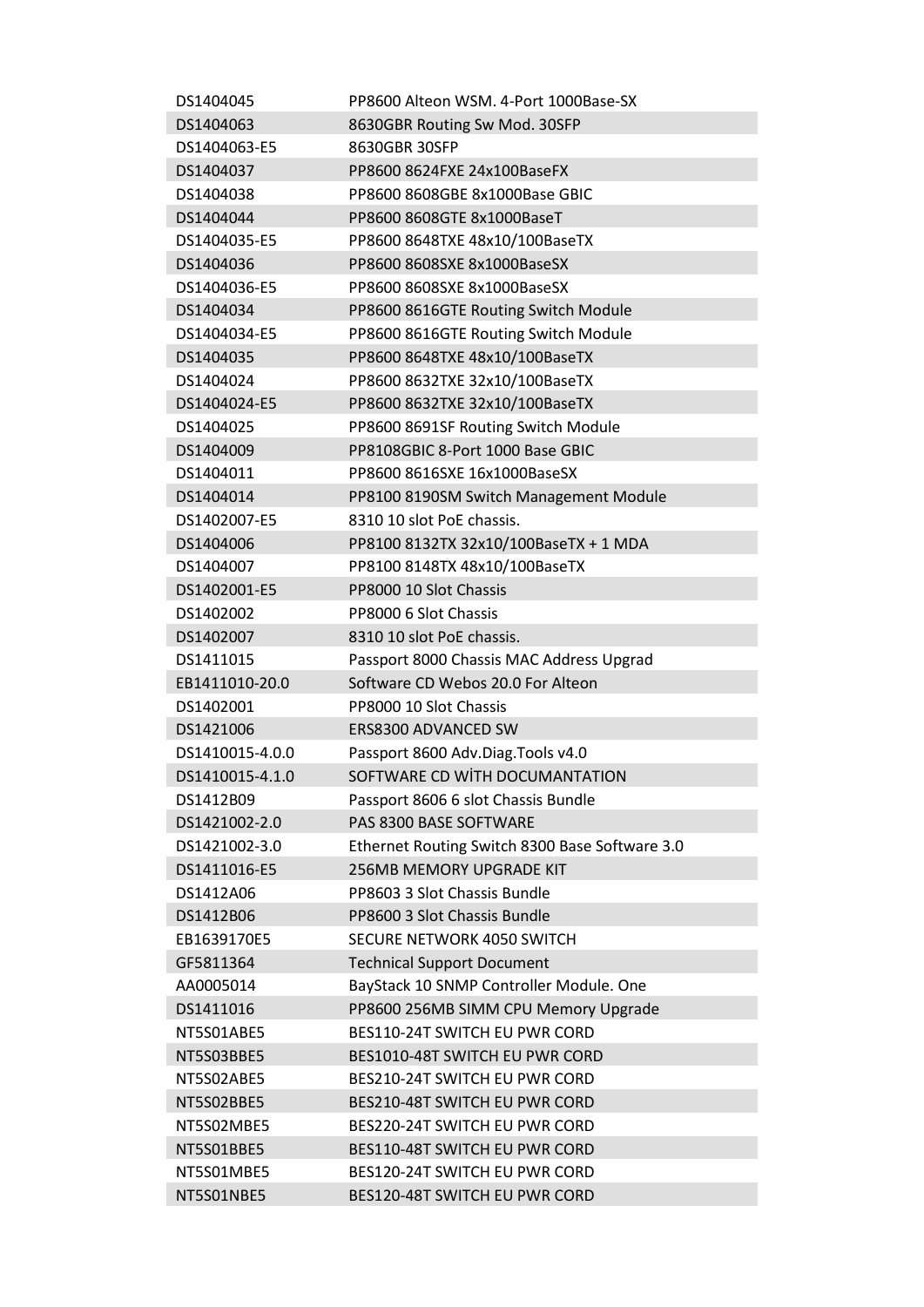| | |
|---|---|
| DS1404045 | PP8600 Alteon WSM. 4-Port 1000Base-SX |
| DS1404063 | 8630GBR Routing Sw Mod. 30SFP |
| DS1404063-E5 | 8630GBR 30SFP |
| DS1404037 | PP8600 8624FXE 24x100BaseFX |
| DS1404038 | PP8600 8608GBE 8x1000Base GBIC |
| DS1404044 | PP8600 8608GTE 8x1000BaseT |
| DS1404035-E5 | PP8600 8648TXE 48x10/100BaseTX |
| DS1404036 | PP8600 8608SXE 8x1000BaseSX |
| DS1404036-E5 | PP8600 8608SXE 8x1000BaseSX |
| DS1404034 | PP8600 8616GTE Routing Switch Module |
| DS1404034-E5 | PP8600 8616GTE Routing Switch Module |
| DS1404035 | PP8600 8648TXE 48x10/100BaseTX |
| DS1404024 | PP8600 8632TXE 32x10/100BaseTX |
| DS1404024-E5 | PP8600 8632TXE 32x10/100BaseTX |
| DS1404025 | PP8600 8691SF Routing Switch Module |
| DS1404009 | PP8108GBIC 8-Port 1000 Base GBIC |
| DS1404011 | PP8600 8616SXE 16x1000BaseSX |
| DS1404014 | PP8100 8190SM Switch Management Module |
| DS1402007-E5 | 8310 10 slot PoE chassis. |
| DS1404006 | PP8100 8132TX 32x10/100BaseTX + 1 MDA |
| DS1404007 | PP8100 8148TX 48x10/100BaseTX |
| DS1402001-E5 | PP8000 10 Slot Chassis |
| DS1402002 | PP8000 6 Slot Chassis |
| DS1402007 | 8310 10 slot PoE chassis. |
| DS1411015 | Passport 8000 Chassis MAC Address Upgrad |
| EB1411010-20.0 | Software CD Webos 20.0 For Alteon |
| DS1402001 | PP8000 10 Slot Chassis |
| DS1421006 | ERS8300 ADVANCED SW |
| DS1410015-4.0.0 | Passport 8600 Adv.Diag.Tools v4.0 |
| DS1410015-4.1.0 | SOFTWARE CD WİTH DOCUMANTATION |
| DS1412B09 | Passport 8606 6 slot Chassis Bundle |
| DS1421002-2.0 | PAS 8300 BASE SOFTWARE |
| DS1421002-3.0 | Ethernet Routing Switch 8300 Base Software 3.0 |
| DS1411016-E5 | 256MB MEMORY UPGRADE KIT |
| DS1412A06 | PP8603 3 Slot Chassis Bundle |
| DS1412B06 | PP8600 3 Slot Chassis Bundle |
| EB1639170E5 | SECURE NETWORK 4050 SWITCH |
| GF5811364 | Technical Support Document |
| AA0005014 | BayStack 10 SNMP Controller Module. One |
| DS1411016 | PP8600 256MB SIMM CPU Memory Upgrade |
| NT5S01ABE5 | BES110-24T SWITCH EU PWR CORD |
| NT5S03BBE5 | BES1010-48T SWITCH EU PWR CORD |
| NT5S02ABE5 | BES210-24T SWITCH EU PWR CORD |
| NT5S02BBE5 | BES210-48T SWITCH EU PWR CORD |
| NT5S02MBE5 | BES220-24T SWITCH EU PWR CORD |
| NT5S01BBE5 | BES110-48T SWITCH EU PWR CORD |
| NT5S01MBE5 | BES120-24T SWITCH EU PWR CORD |
| NT5S01NBE5 | BES120-48T SWITCH EU PWR CORD |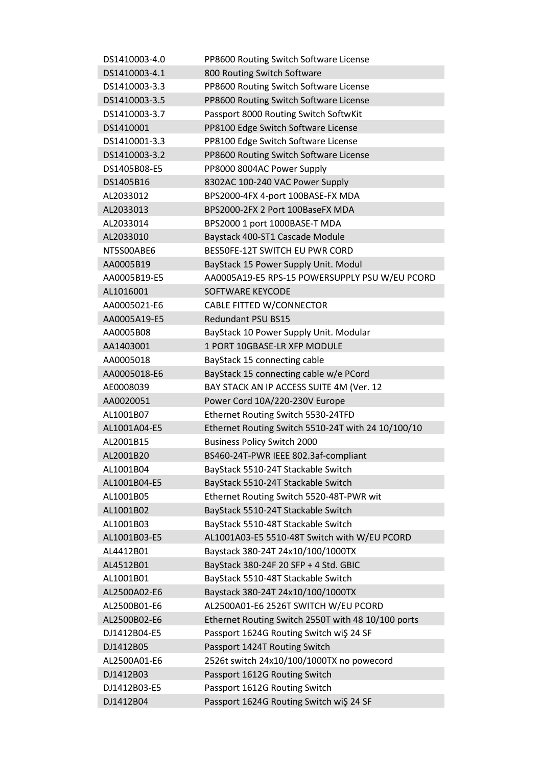| | |
|---|---|
| DS1410003-4.0 | PP8600 Routing Switch Software License |
| DS1410003-4.1 | 800 Routing Switch Software |
| DS1410003-3.3 | PP8600 Routing Switch Software License |
| DS1410003-3.5 | PP8600 Routing Switch Software License |
| DS1410003-3.7 | Passport 8000 Routing Switch SoftwKit |
| DS1410001 | PP8100 Edge Switch Software License |
| DS1410001-3.3 | PP8100 Edge Switch Software License |
| DS1410003-3.2 | PP8600 Routing Switch Software License |
| DS1405B08-E5 | PP8000 8004AC Power Supply |
| DS1405B16 | 8302AC 100-240 VAC Power Supply |
| AL2033012 | BPS2000-4FX 4-port 100BASE-FX MDA |
| AL2033013 | BPS2000-2FX 2 Port 100BaseFX MDA |
| AL2033014 | BPS2000 1 port 1000BASE-T MDA |
| AL2033010 | Baystack 400-ST1 Cascade Module |
| NT5S00ABE6 | BES50FE-12T SWITCH EU PWR CORD |
| AA0005B19 | BayStack 15 Power Supply Unit. Modul |
| AA0005B19-E5 | AA0005A19-E5 RPS-15 POWERSUPPLY PSU W/EU PCORD |
| AL1016001 | SOFTWARE KEYCODE |
| AA0005021-E6 | CABLE FITTED W/CONNECTOR |
| AA0005A19-E5 | Redundant PSU BS15 |
| AA0005B08 | BayStack 10 Power Supply Unit. Modular |
| AA1403001 | 1 PORT 10GBASE-LR XFP MODULE |
| AA0005018 | BayStack 15 connecting cable |
| AA0005018-E6 | BayStack 15 connecting cable w/e PCord |
| AE0008039 | BAY STACK AN IP ACCESS SUITE 4M (Ver. 12 |
| AA0020051 | Power Cord 10A/220-230V Europe |
| AL1001B07 | Ethernet Routing Switch 5530-24TFD |
| AL1001A04-E5 | Ethernet Routing Switch 5510-24T with 24 10/100/10 |
| AL2001B15 | Business Policy Switch 2000 |
| AL2001B20 | BS460-24T-PWR IEEE 802.3af-compliant |
| AL1001B04 | BayStack 5510-24T Stackable Switch |
| AL1001B04-E5 | BayStack 5510-24T Stackable Switch |
| AL1001B05 | Ethernet Routing Switch 5520-48T-PWR wit |
| AL1001B02 | BayStack 5510-24T Stackable Switch |
| AL1001B03 | BayStack 5510-48T Stackable Switch |
| AL1001B03-E5 | AL1001A03-E5 5510-48T Switch with W/EU PCORD |
| AL4412B01 | Baystack 380-24T 24x10/100/1000TX |
| AL4512B01 | BayStack 380-24F 20 SFP + 4 Std. GBIC |
| AL1001B01 | BayStack 5510-48T Stackable Switch |
| AL2500A02-E6 | Baystack 380-24T 24x10/100/1000TX |
| AL2500B01-E6 | AL2500A01-E6 2526T SWITCH W/EU PCORD |
| AL2500B02-E6 | Ethernet Routing Switch 2550T with 48 10/100 ports |
| DJ1412B04-E5 | Passport 1624G Routing Switch wiŞ 24 SF |
| DJ1412B05 | Passport 1424T Routing Switch |
| AL2500A01-E6 | 2526t switch 24x10/100/1000TX no powecord |
| DJ1412B03 | Passport 1612G Routing Switch |
| DJ1412B03-E5 | Passport 1612G Routing Switch |
| DJ1412B04 | Passport 1624G Routing Switch wiŞ 24 SF |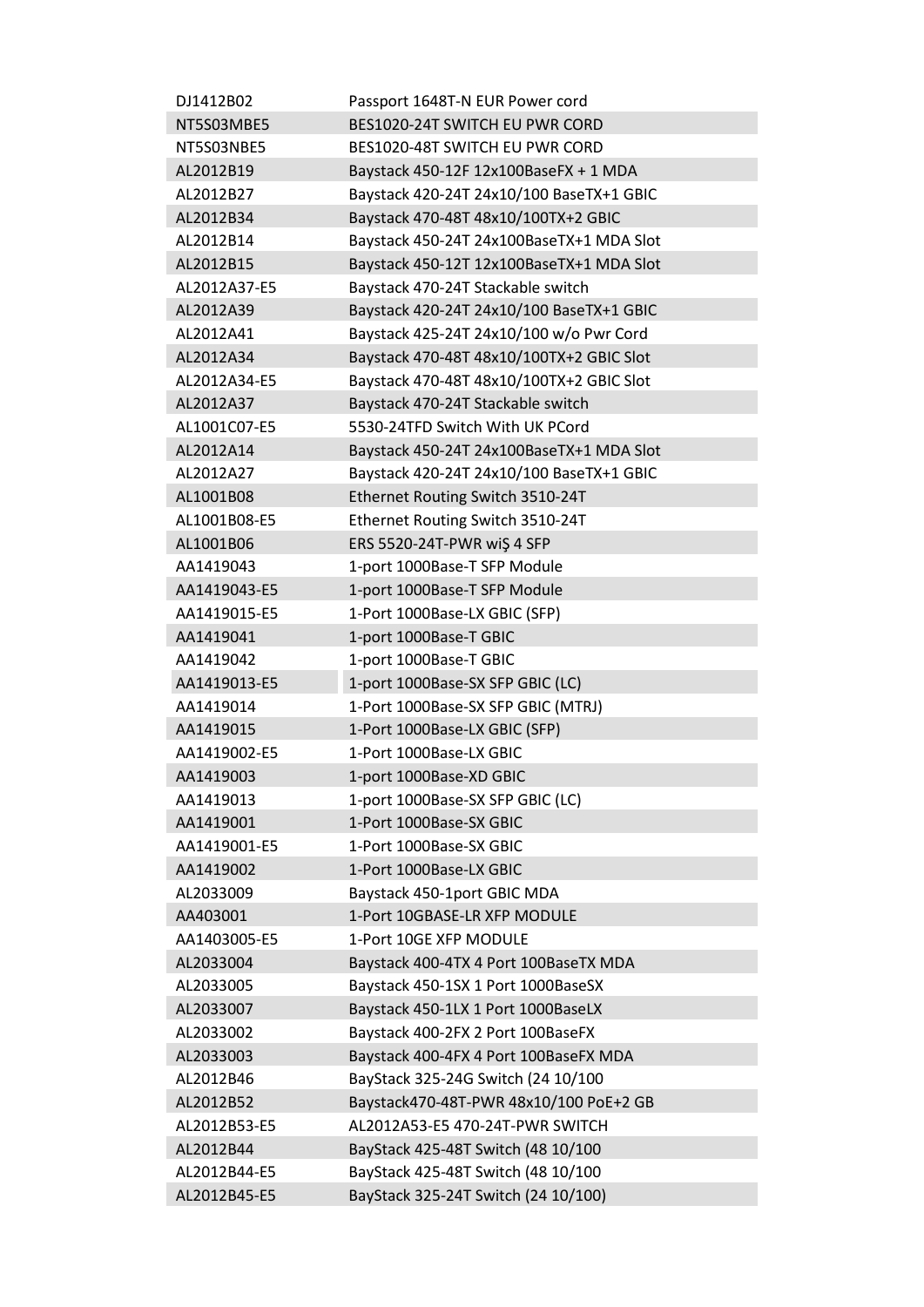| DJ1412B02 | Passport 1648T-N EUR Power cord |
|---|---|
| NT5S03MBE5 | BES1020-24T SWITCH EU PWR CORD |
| NT5S03NBE5 | BES1020-48T SWITCH EU PWR CORD |
| AL2012B19 | Baystack 450-12F 12x100BaseFX + 1 MDA |
| AL2012B27 | Baystack 420-24T 24x10/100 BaseTX+1 GBIC |
| AL2012B34 | Baystack 470-48T 48x10/100TX+2 GBIC |
| AL2012B14 | Baystack 450-24T 24x100BaseTX+1 MDA Slot |
| AL2012B15 | Baystack 450-12T 12x100BaseTX+1 MDA Slot |
| AL2012A37-E5 | Baystack 470-24T Stackable switch |
| AL2012A39 | Baystack 420-24T 24x10/100 BaseTX+1 GBIC |
| AL2012A41 | Baystack 425-24T 24x10/100 w/o Pwr Cord |
| AL2012A34 | Baystack 470-48T 48x10/100TX+2 GBIC Slot |
| AL2012A34-E5 | Baystack 470-48T 48x10/100TX+2 GBIC Slot |
| AL2012A37 | Baystack 470-24T Stackable switch |
| AL1001C07-E5 | 5530-24TFD Switch With UK PCord |
| AL2012A14 | Baystack 450-24T 24x100BaseTX+1 MDA Slot |
| AL2012A27 | Baystack 420-24T 24x10/100 BaseTX+1 GBIC |
| AL1001B08 | Ethernet Routing Switch 3510-24T |
| AL1001B08-E5 | Ethernet Routing Switch 3510-24T |
| AL1001B06 | ERS 5520-24T-PWR wiŞ 4 SFP |
| AA1419043 | 1-port 1000Base-T SFP Module |
| AA1419043-E5 | 1-port 1000Base-T SFP Module |
| AA1419015-E5 | 1-Port 1000Base-LX GBIC (SFP) |
| AA1419041 | 1-port 1000Base-T GBIC |
| AA1419042 | 1-port 1000Base-T GBIC |
| AA1419013-E5 | 1-port 1000Base-SX SFP GBIC (LC) |
| AA1419014 | 1-Port 1000Base-SX SFP GBIC (MTRJ) |
| AA1419015 | 1-Port 1000Base-LX GBIC (SFP) |
| AA1419002-E5 | 1-Port 1000Base-LX GBIC |
| AA1419003 | 1-port 1000Base-XD GBIC |
| AA1419013 | 1-port 1000Base-SX SFP GBIC (LC) |
| AA1419001 | 1-Port 1000Base-SX GBIC |
| AA1419001-E5 | 1-Port 1000Base-SX GBIC |
| AA1419002 | 1-Port 1000Base-LX GBIC |
| AL2033009 | Baystack 450-1port GBIC MDA |
| AA403001 | 1-Port 10GBASE-LR XFP MODULE |
| AA1403005-E5 | 1-Port 10GE XFP MODULE |
| AL2033004 | Baystack 400-4TX 4 Port 100BaseTX MDA |
| AL2033005 | Baystack 450-1SX 1 Port 1000BaseSX |
| AL2033007 | Baystack 450-1LX 1 Port 1000BaseLX |
| AL2033002 | Baystack 400-2FX 2 Port 100BaseFX |
| AL2033003 | Baystack 400-4FX 4 Port 100BaseFX MDA |
| AL2012B46 | BayStack 325-24G Switch (24 10/100 |
| AL2012B52 | Baystack470-48T-PWR 48x10/100 PoE+2 GB |
| AL2012B53-E5 | AL2012A53-E5 470-24T-PWR SWITCH |
| AL2012B44 | BayStack 425-48T Switch (48 10/100 |
| AL2012B44-E5 | BayStack 425-48T Switch (48 10/100 |
| AL2012B45-E5 | BayStack 325-24T Switch (24 10/100) |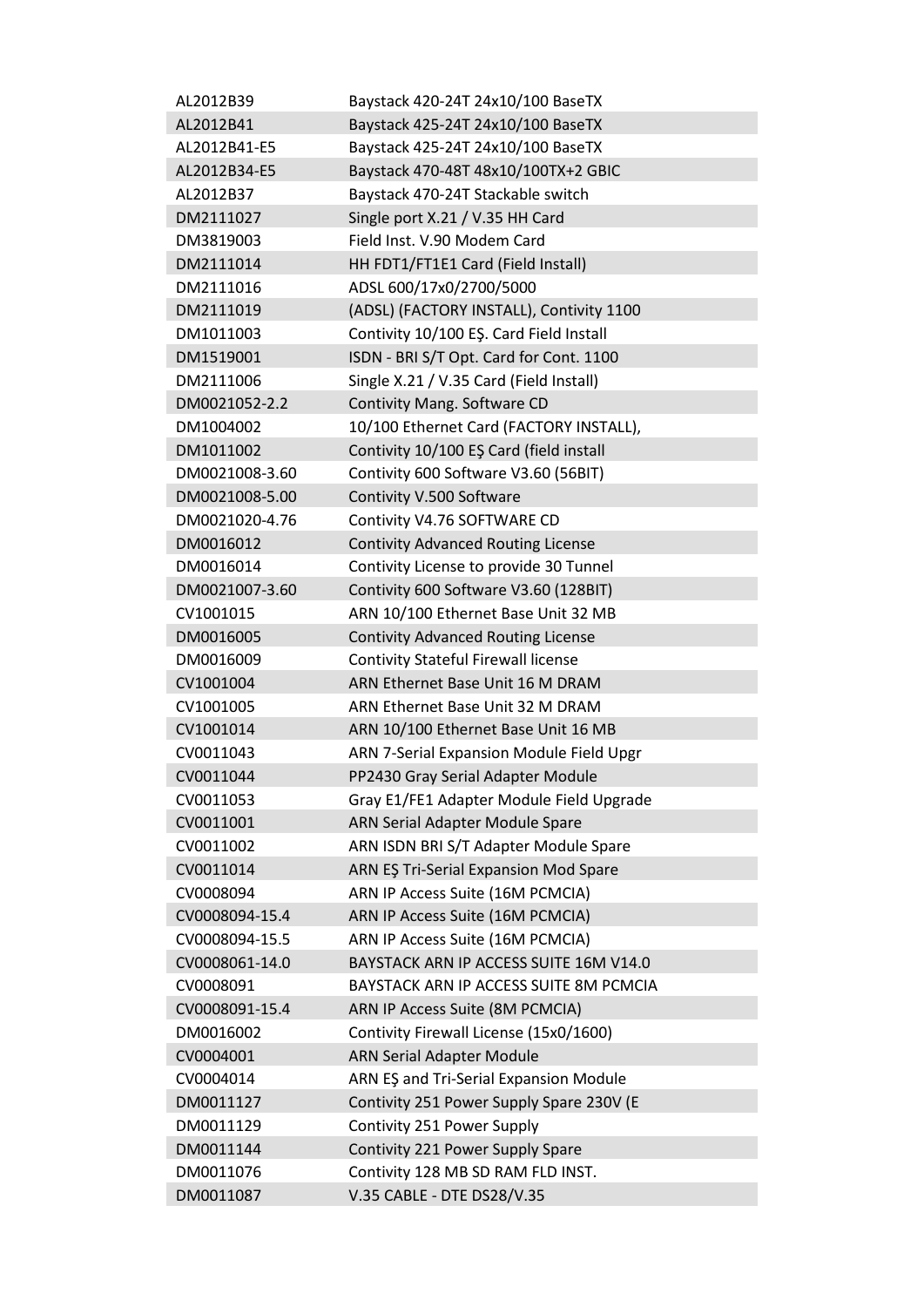| | |
|---|---|
| AL2012B39 | Baystack 420-24T 24x10/100 BaseTX |
| AL2012B41 | Baystack 425-24T 24x10/100 BaseTX |
| AL2012B41-E5 | Baystack 425-24T 24x10/100 BaseTX |
| AL2012B34-E5 | Baystack 470-48T 48x10/100TX+2 GBIC |
| AL2012B37 | Baystack 470-24T Stackable switch |
| DM2111027 | Single port X.21 / V.35 HH Card |
| DM3819003 | Field Inst. V.90 Modem Card |
| DM2111014 | HH FDT1/FT1E1 Card (Field Install) |
| DM2111016 | ADSL 600/17x0/2700/5000 |
| DM2111019 | (ADSL) (FACTORY INSTALL), Contivity 1100 |
| DM1011003 | Contivity 10/100 EŞ. Card Field Install |
| DM1519001 | ISDN - BRI S/T Opt. Card for Cont. 1100 |
| DM2111006 | Single X.21 / V.35 Card (Field Install) |
| DM0021052-2.2 | Contivity Mang. Software CD |
| DM1004002 | 10/100 Ethernet Card (FACTORY INSTALL), |
| DM1011002 | Contivity 10/100 EŞ Card (field install |
| DM0021008-3.60 | Contivity 600 Software V3.60 (56BIT) |
| DM0021008-5.00 | Contivity V.500 Software |
| DM0021020-4.76 | Contivity V4.76 SOFTWARE CD |
| DM0016012 | Contivity Advanced Routing License |
| DM0016014 | Contivity License to provide 30 Tunnel |
| DM0021007-3.60 | Contivity 600 Software V3.60 (128BIT) |
| CV1001015 | ARN 10/100 Ethernet Base Unit 32 MB |
| DM0016005 | Contivity Advanced Routing License |
| DM0016009 | Contivity Stateful Firewall license |
| CV1001004 | ARN Ethernet Base Unit 16 M DRAM |
| CV1001005 | ARN Ethernet Base Unit 32 M DRAM |
| CV1001014 | ARN 10/100 Ethernet Base Unit 16 MB |
| CV0011043 | ARN 7-Serial Expansion Module Field Upgr |
| CV0011044 | PP2430 Gray Serial Adapter Module |
| CV0011053 | Gray E1/FE1 Adapter Module Field Upgrade |
| CV0011001 | ARN Serial Adapter Module Spare |
| CV0011002 | ARN ISDN BRI S/T Adapter Module Spare |
| CV0011014 | ARN EŞ Tri-Serial Expansion Mod Spare |
| CV0008094 | ARN IP Access Suite (16M PCMCIA) |
| CV0008094-15.4 | ARN IP Access Suite (16M PCMCIA) |
| CV0008094-15.5 | ARN IP Access Suite (16M PCMCIA) |
| CV0008061-14.0 | BAYSTACK ARN IP ACCESS SUITE 16M V14.0 |
| CV0008091 | BAYSTACK ARN IP ACCESS SUITE 8M PCMCIA |
| CV0008091-15.4 | ARN IP Access Suite (8M PCMCIA) |
| DM0016002 | Contivity Firewall License (15x0/1600) |
| CV0004001 | ARN Serial Adapter Module |
| CV0004014 | ARN EŞ and Tri-Serial Expansion Module |
| DM0011127 | Contivity 251 Power Supply Spare 230V (E |
| DM0011129 | Contivity 251 Power Supply |
| DM0011144 | Contivity 221 Power Supply Spare |
| DM0011076 | Contivity 128 MB SD RAM FLD INST. |
| DM0011087 | V.35 CABLE - DTE DS28/V.35 |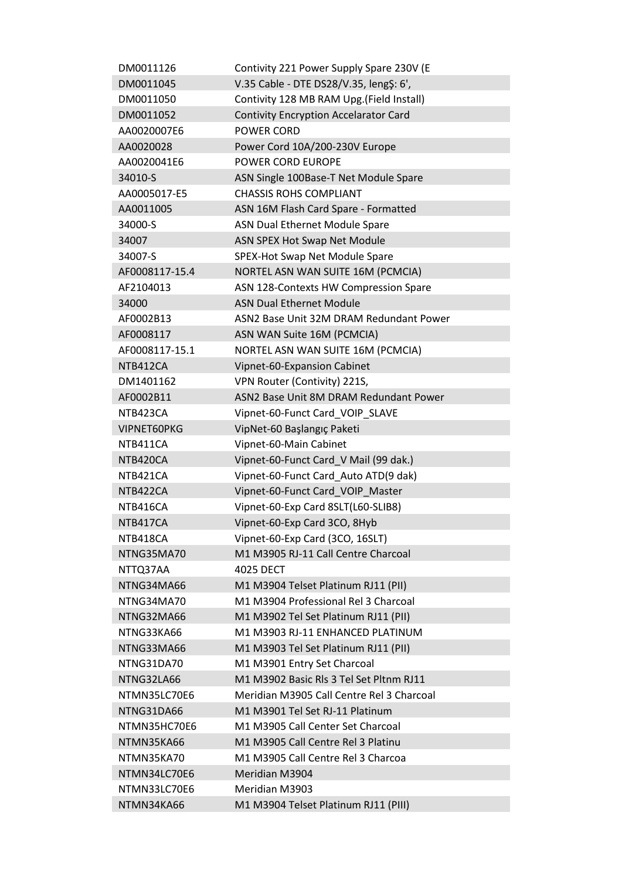| | |
|---|---|
| DM0011126 | Contivity 221 Power Supply Spare 230V (E |
| DM0011045 | V.35 Cable - DTE DS28/V.35, lengŞ: 6', |
| DM0011050 | Contivity 128 MB RAM Upg.(Field Install) |
| DM0011052 | Contivity Encryption Accelarator Card |
| AA0020007E6 | POWER CORD |
| AA0020028 | Power Cord 10A/200-230V Europe |
| AA0020041E6 | POWER CORD EUROPE |
| 34010-S | ASN Single 100Base-T Net Module Spare |
| AA0005017-E5 | CHASSIS ROHS COMPLIANT |
| AA0011005 | ASN 16M Flash Card Spare - Formatted |
| 34000-S | ASN Dual Ethernet Module Spare |
| 34007 | ASN SPEX Hot Swap Net Module |
| 34007-S | SPEX-Hot Swap Net Module Spare |
| AF0008117-15.4 | NORTEL ASN WAN SUITE 16M (PCMCIA) |
| AF2104013 | ASN 128-Contexts HW Compression Spare |
| 34000 | ASN Dual Ethernet Module |
| AF0002B13 | ASN2 Base Unit 32M DRAM Redundant Power |
| AF0008117 | ASN WAN Suite 16M (PCMCIA) |
| AF0008117-15.1 | NORTEL ASN WAN SUITE 16M (PCMCIA) |
| NTB412CA | Vipnet-60-Expansion Cabinet |
| DM1401162 | VPN Router (Contivity) 221S, |
| AF0002B11 | ASN2 Base Unit 8M DRAM Redundant Power |
| NTB423CA | Vipnet-60-Funct Card_VOIP_SLAVE |
| VIPNET60PKG | VipNet-60 Başlangıç Paketi |
| NTB411CA | Vipnet-60-Main Cabinet |
| NTB420CA | Vipnet-60-Funct Card_V Mail (99 dak.) |
| NTB421CA | Vipnet-60-Funct Card_Auto ATD(9 dak) |
| NTB422CA | Vipnet-60-Funct Card_VOIP_Master |
| NTB416CA | Vipnet-60-Exp Card 8SLT(L60-SLIB8) |
| NTB417CA | Vipnet-60-Exp Card 3CO, 8Hyb |
| NTB418CA | Vipnet-60-Exp Card (3CO, 16SLT) |
| NTNG35MA70 | M1 M3905 RJ-11 Call Centre Charcoal |
| NTTQ37AA | 4025 DECT |
| NTNG34MA66 | M1 M3904 Telset Platinum RJ11 (PII) |
| NTNG34MA70 | M1 M3904 Professional Rel 3 Charcoal |
| NTNG32MA66 | M1 M3902 Tel Set Platinum RJ11 (PII) |
| NTNG33KA66 | M1 M3903 RJ-11 ENHANCED PLATINUM |
| NTNG33MA66 | M1 M3903 Tel Set Platinum RJ11 (PII) |
| NTNG31DA70 | M1 M3901 Entry Set Charcoal |
| NTNG32LA66 | M1 M3902 Basic Rls 3 Tel Set Pltnm RJ11 |
| NTMN35LC70E6 | Meridian M3905 Call Centre Rel 3 Charcoal |
| NTNG31DA66 | M1 M3901 Tel Set RJ-11 Platinum |
| NTMN35HC70E6 | M1 M3905 Call Center Set Charcoal |
| NTMN35KA66 | M1 M3905 Call Centre Rel 3 Platinu |
| NTMN35KA70 | M1 M3905 Call Centre Rel 3 Charcoa |
| NTMN34LC70E6 | Meridian M3904 |
| NTMN33LC70E6 | Meridian M3903 |
| NTMN34KA66 | M1 M3904 Telset Platinum RJ11 (PIII) |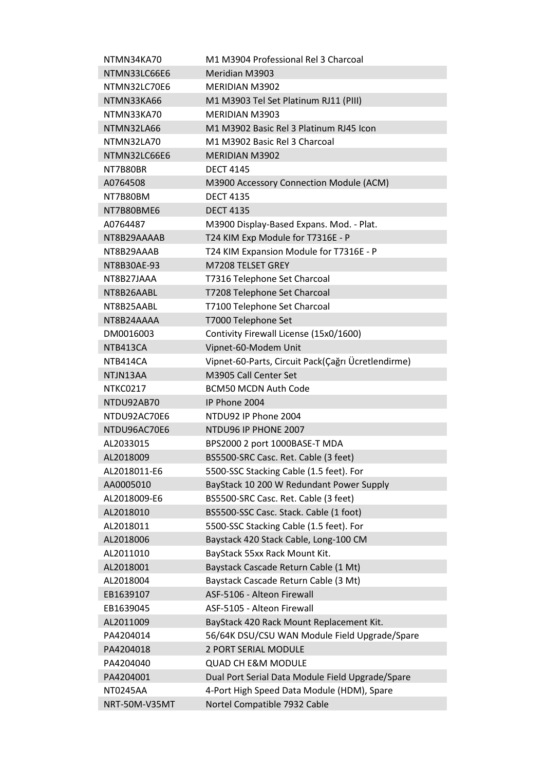| | |
|---|---|
| NTMN34KA70 | M1 M3904 Professional Rel 3 Charcoal |
| NTMN33LC66E6 | Meridian M3903 |
| NTMN32LC70E6 | MERIDIAN M3902 |
| NTMN33KA66 | M1 M3903 Tel Set Platinum RJ11 (PIII) |
| NTMN33KA70 | MERIDIAN M3903 |
| NTMN32LA66 | M1 M3902 Basic Rel 3 Platinum RJ45 Icon |
| NTMN32LA70 | M1 M3902 Basic Rel 3 Charcoal |
| NTMN32LC66E6 | MERIDIAN M3902 |
| NT7B80BR | DECT 4145 |
| A0764508 | M3900 Accessory Connection Module (ACM) |
| NT7B80BM | DECT 4135 |
| NT7B80BME6 | DECT 4135 |
| A0764487 | M3900 Display-Based Expans. Mod. - Plat. |
| NT8B29AAAAB | T24 KIM Exp Module for T7316E - P |
| NT8B29AAAB | T24 KIM Expansion Module for T7316E - P |
| NT8B30AE-93 | M7208 TELSET GREY |
| NT8B27JAAA | T7316 Telephone Set Charcoal |
| NT8B26AABL | T7208 Telephone Set Charcoal |
| NT8B25AABL | T7100 Telephone Set Charcoal |
| NT8B24AAAA | T7000 Telephone Set |
| DM0016003 | Contivity Firewall License (15x0/1600) |
| NTB413CA | Vipnet-60-Modem Unit |
| NTB414CA | Vipnet-60-Parts, Circuit Pack(Çağrı Ücretlendirme) |
| NTJN13AA | M3905 Call Center Set |
| NTKC0217 | BCM50 MCDN Auth Code |
| NTDU92AB70 | IP Phone 2004 |
| NTDU92AC70E6 | NTDU92 IP Phone 2004 |
| NTDU96AC70E6 | NTDU96 IP PHONE 2007 |
| AL2033015 | BPS2000 2 port 1000BASE-T MDA |
| AL2018009 | BS5500-SRC Casc. Ret. Cable (3 feet) |
| AL2018011-E6 | 5500-SSC Stacking Cable (1.5 feet). For |
| AA0005010 | BayStack 10 200 W Redundant Power Supply |
| AL2018009-E6 | BS5500-SRC Casc. Ret. Cable (3 feet) |
| AL2018010 | BS5500-SSC Casc. Stack. Cable (1 foot) |
| AL2018011 | 5500-SSC Stacking Cable (1.5 feet). For |
| AL2018006 | Baystack 420 Stack Cable, Long-100 CM |
| AL2011010 | BayStack 55xx Rack Mount Kit. |
| AL2018001 | Baystack Cascade Return Cable (1 Mt) |
| AL2018004 | Baystack Cascade Return Cable (3 Mt) |
| EB1639107 | ASF-5106 - Alteon Firewall |
| EB1639045 | ASF-5105 - Alteon Firewall |
| AL2011009 | BayStack 420 Rack Mount Replacement Kit. |
| PA4204014 | 56/64K DSU/CSU WAN Module Field Upgrade/Spare |
| PA4204018 | 2 PORT SERIAL MODULE |
| PA4204040 | QUAD CH E&M MODULE |
| PA4204001 | Dual Port Serial Data Module Field Upgrade/Spare |
| NT0245AA | 4-Port High Speed Data Module (HDM), Spare |
| NRT-50M-V35MT | Nortel Compatible 7932 Cable |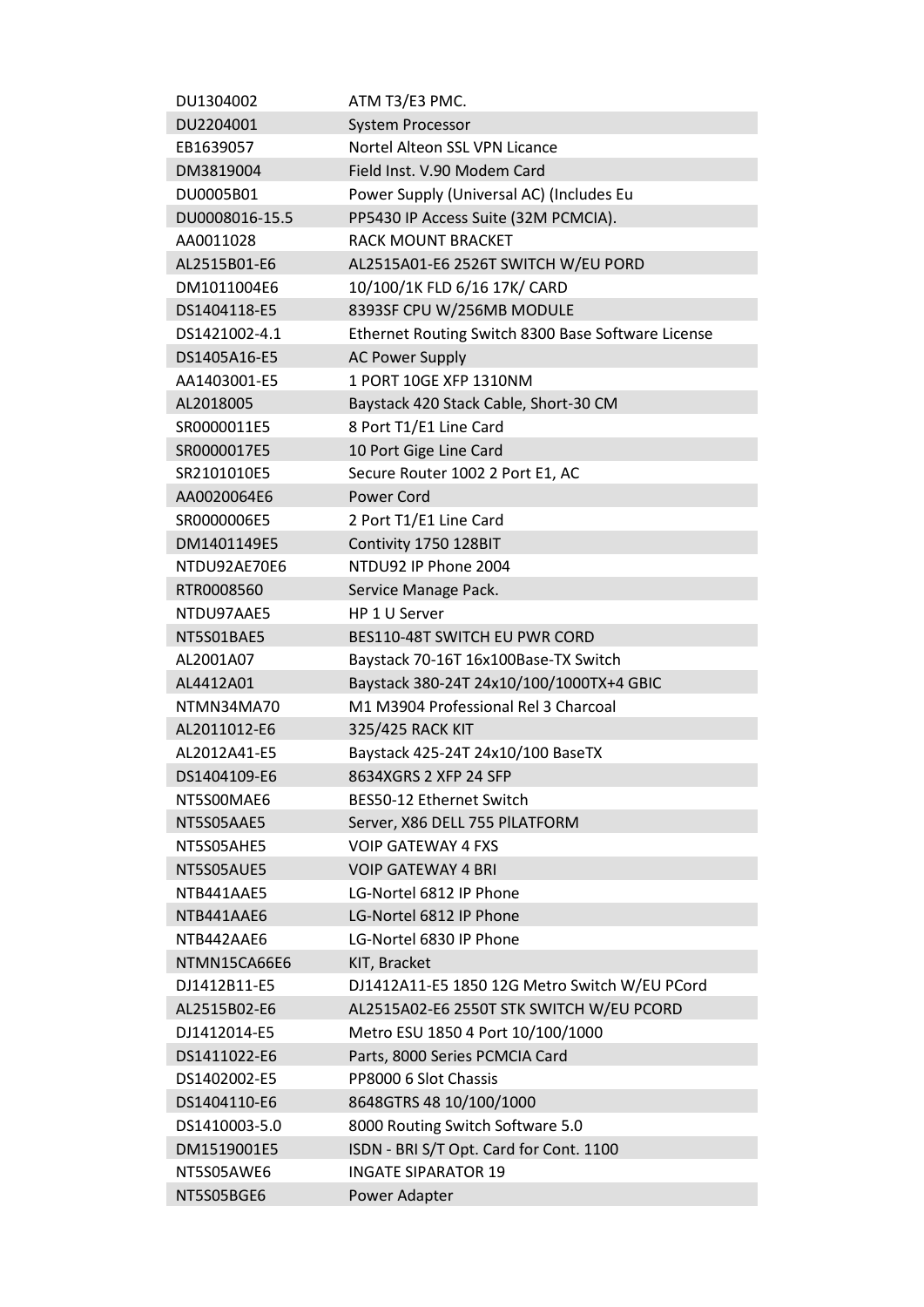| | |
|---|---|
| DU1304002 | ATM T3/E3 PMC. |
| DU2204001 | System Processor |
| EB1639057 | Nortel Alteon SSL VPN Licance |
| DM3819004 | Field Inst. V.90 Modem Card |
| DU0005B01 | Power Supply (Universal AC) (Includes Eu |
| DU0008016-15.5 | PP5430 IP Access Suite (32M PCMCIA). |
| AA0011028 | RACK MOUNT BRACKET |
| AL2515B01-E6 | AL2515A01-E6 2526T SWITCH W/EU PORD |
| DM1011004E6 | 10/100/1K FLD 6/16 17K/ CARD |
| DS1404118-E5 | 8393SF CPU W/256MB MODULE |
| DS1421002-4.1 | Ethernet Routing Switch 8300 Base Software License |
| DS1405A16-E5 | AC Power Supply |
| AA1403001-E5 | 1 PORT 10GE XFP 1310NM |
| AL2018005 | Baystack 420 Stack Cable, Short-30 CM |
| SR0000011E5 | 8 Port T1/E1 Line Card |
| SR0000017E5 | 10 Port Gige Line Card |
| SR2101010E5 | Secure Router 1002 2 Port E1, AC |
| AA0020064E6 | Power Cord |
| SR0000006E5 | 2 Port T1/E1 Line Card |
| DM1401149E5 | Contivity 1750 128BIT |
| NTDU92AE70E6 | NTDU92 IP Phone 2004 |
| RTR0008560 | Service Manage Pack. |
| NTDU97AAE5 | HP 1 U Server |
| NT5S01BAE5 | BES110-48T SWITCH EU PWR CORD |
| AL2001A07 | Baystack 70-16T 16x100Base-TX Switch |
| AL4412A01 | Baystack 380-24T 24x10/100/1000TX+4 GBIC |
| NTMN34MA70 | M1 M3904 Professional Rel 3 Charcoal |
| AL2011012-E6 | 325/425 RACK KIT |
| AL2012A41-E5 | Baystack 425-24T 24x10/100 BaseTX |
| DS1404109-E6 | 8634XGRS 2 XFP 24 SFP |
| NT5S00MAE6 | BES50-12 Ethernet Switch |
| NT5S05AAE5 | Server, X86 DELL 755 PlLATFORM |
| NT5S05AHE5 | VOIP GATEWAY 4 FXS |
| NT5S05AUE5 | VOIP GATEWAY 4 BRI |
| NTB441AAE5 | LG-Nortel 6812 IP Phone |
| NTB441AAE6 | LG-Nortel 6812 IP Phone |
| NTB442AAE6 | LG-Nortel 6830 IP Phone |
| NTMN15CA66E6 | KIT, Bracket |
| DJ1412B11-E5 | DJ1412A11-E5 1850 12G Metro Switch W/EU PCord |
| AL2515B02-E6 | AL2515A02-E6 2550T STK SWITCH W/EU PCORD |
| DJ1412014-E5 | Metro ESU 1850 4 Port 10/100/1000 |
| DS1411022-E6 | Parts, 8000 Series PCMCIA Card |
| DS1402002-E5 | PP8000 6 Slot Chassis |
| DS1404110-E6 | 8648GTRS 48 10/100/1000 |
| DS1410003-5.0 | 8000 Routing Switch Software 5.0 |
| DM1519001E5 | ISDN - BRI S/T Opt. Card for Cont. 1100 |
| NT5S05AWE6 | INGATE SIPARATOR 19 |
| NT5S05BGE6 | Power Adapter |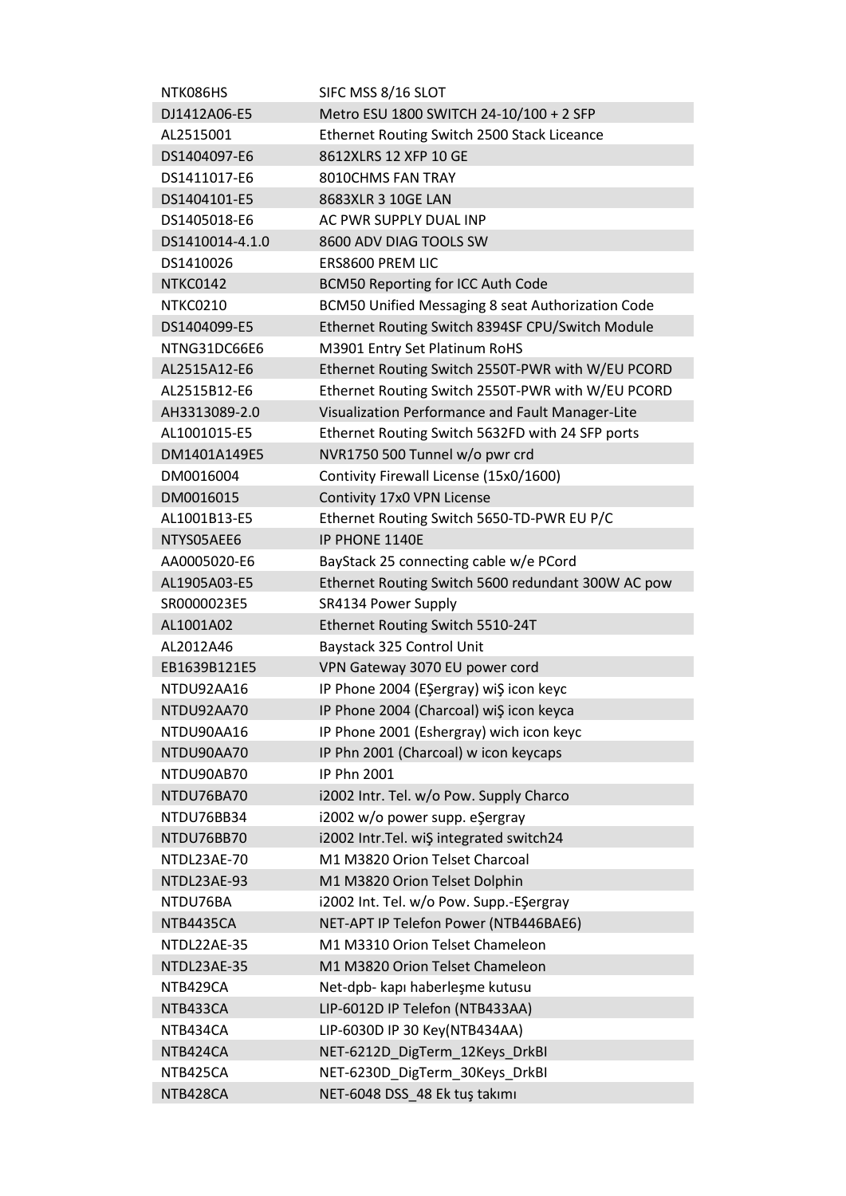| | |
|---|---|
| NTK086HS | SIFC MSS 8/16 SLOT |
| DJ1412A06-E5 | Metro ESU 1800 SWITCH 24-10/100 + 2 SFP |
| AL2515001 | Ethernet Routing Switch 2500 Stack Liceance |
| DS1404097-E6 | 8612XLRS 12 XFP 10 GE |
| DS1411017-E6 | 8010CHMS FAN TRAY |
| DS1404101-E5 | 8683XLR 3 10GE LAN |
| DS1405018-E6 | AC PWR SUPPLY DUAL INP |
| DS1410014-4.1.0 | 8600 ADV DIAG TOOLS SW |
| DS1410026 | ERS8600 PREM LIC |
| NTKC0142 | BCM50 Reporting for ICC Auth Code |
| NTKC0210 | BCM50 Unified Messaging 8 seat Authorization Code |
| DS1404099-E5 | Ethernet Routing Switch 8394SF CPU/Switch Module |
| NTNG31DC66E6 | M3901 Entry Set Platinum RoHS |
| AL2515A12-E6 | Ethernet Routing Switch 2550T-PWR with W/EU PCORD |
| AL2515B12-E6 | Ethernet Routing Switch 2550T-PWR with W/EU PCORD |
| AH3313089-2.0 | Visualization Performance and Fault Manager-Lite |
| AL1001015-E5 | Ethernet Routing Switch 5632FD with 24 SFP ports |
| DM1401A149E5 | NVR1750 500 Tunnel w/o pwr crd |
| DM0016004 | Contivity Firewall License (15x0/1600) |
| DM0016015 | Contivity 17x0 VPN License |
| AL1001B13-E5 | Ethernet Routing Switch 5650-TD-PWR EU P/C |
| NTYS05AEE6 | IP PHONE 1140E |
| AA0005020-E6 | BayStack 25 connecting cable w/e PCord |
| AL1905A03-E5 | Ethernet Routing Switch 5600 redundant 300W AC pow |
| SR0000023E5 | SR4134 Power Supply |
| AL1001A02 | Ethernet Routing Switch 5510-24T |
| AL2012A46 | Baystack 325 Control Unit |
| EB1639B121E5 | VPN Gateway 3070 EU power cord |
| NTDU92AA16 | IP Phone 2004 (EŞergray) wiŞ icon keyc |
| NTDU92AA70 | IP Phone 2004 (Charcoal) wiŞ icon keyca |
| NTDU90AA16 | IP Phone 2001 (Eshergray) wich icon keyc |
| NTDU90AA70 | IP Phn 2001 (Charcoal) w icon keycaps |
| NTDU90AB70 | IP Phn 2001 |
| NTDU76BA70 | i2002 Intr. Tel. w/o Pow. Supply Charco |
| NTDU76BB34 | i2002 w/o power supp. eŞergray |
| NTDU76BB70 | i2002 Intr.Tel. wiŞ integrated switch24 |
| NTDL23AE-70 | M1 M3820 Orion Telset Charcoal |
| NTDL23AE-93 | M1 M3820 Orion Telset Dolphin |
| NTDU76BA | i2002 Int. Tel. w/o Pow. Supp.-EŞergray |
| NTB4435CA | NET-APT IP Telefon Power (NTB446BAE6) |
| NTDL22AE-35 | M1 M3310 Orion Telset Chameleon |
| NTDL23AE-35 | M1 M3820 Orion Telset Chameleon |
| NTB429CA | Net-dpb- kapı haberleşme kutusu |
| NTB433CA | LIP-6012D IP Telefon (NTB433AA) |
| NTB434CA | LIP-6030D IP 30 Key(NTB434AA) |
| NTB424CA | NET-6212D_DigTerm_12Keys_DrkBI |
| NTB425CA | NET-6230D_DigTerm_30Keys_DrkBI |
| NTB428CA | NET-6048 DSS_48 Ek tuş takımı |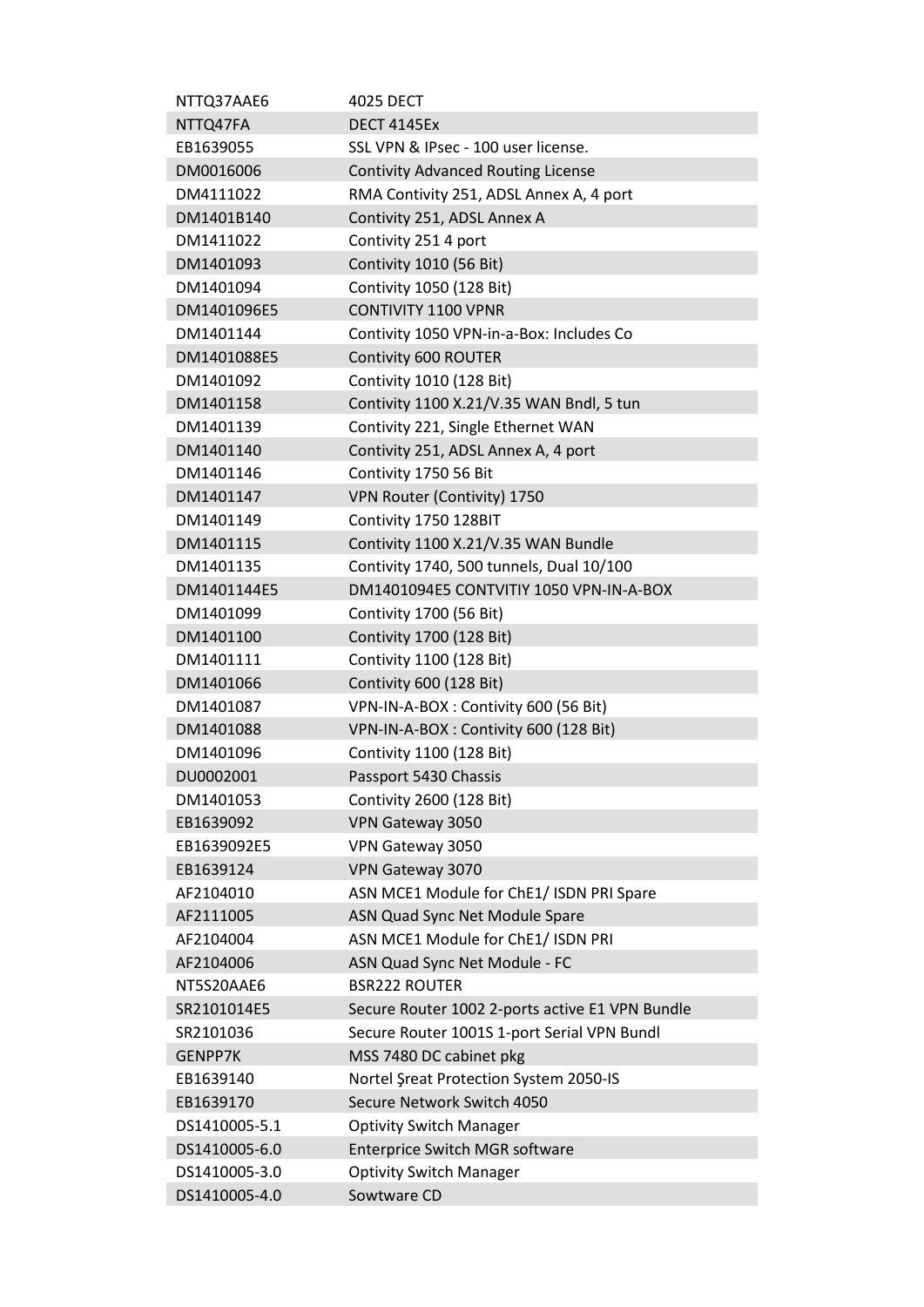| | |
|---|---|
| NTTQ37AAE6 | 4025 DECT |
| NTTQ47FA | DECT 4145Ex |
| EB1639055 | SSL VPN & IPsec - 100 user license. |
| DM0016006 | Contivity Advanced Routing License |
| DM4111022 | RMA Contivity 251, ADSL Annex A, 4 port |
| DM1401B140 | Contivity 251, ADSL Annex A |
| DM1411022 | Contivity 251 4 port |
| DM1401093 | Contivity 1010 (56 Bit) |
| DM1401094 | Contivity 1050 (128 Bit) |
| DM1401096E5 | CONTIVITY 1100 VPNR |
| DM1401144 | Contivity 1050 VPN-in-a-Box: Includes Co |
| DM1401088E5 | Contivity 600 ROUTER |
| DM1401092 | Contivity 1010 (128 Bit) |
| DM1401158 | Contivity 1100 X.21/V.35 WAN Bndl, 5 tun |
| DM1401139 | Contivity 221, Single Ethernet WAN |
| DM1401140 | Contivity 251, ADSL Annex A, 4 port |
| DM1401146 | Contivity 1750 56 Bit |
| DM1401147 | VPN Router (Contivity) 1750 |
| DM1401149 | Contivity 1750 128BIT |
| DM1401115 | Contivity 1100 X.21/V.35 WAN Bundle |
| DM1401135 | Contivity 1740, 500 tunnels, Dual 10/100 |
| DM1401144E5 | DM1401094E5 CONTVITIY 1050 VPN-IN-A-BOX |
| DM1401099 | Contivity 1700 (56 Bit) |
| DM1401100 | Contivity 1700 (128 Bit) |
| DM1401111 | Contivity 1100 (128 Bit) |
| DM1401066 | Contivity 600 (128 Bit) |
| DM1401087 | VPN-IN-A-BOX : Contivity 600 (56 Bit) |
| DM1401088 | VPN-IN-A-BOX : Contivity 600 (128 Bit) |
| DM1401096 | Contivity 1100 (128 Bit) |
| DU0002001 | Passport 5430 Chassis |
| DM1401053 | Contivity 2600 (128 Bit) |
| EB1639092 | VPN Gateway 3050 |
| EB1639092E5 | VPN Gateway 3050 |
| EB1639124 | VPN Gateway 3070 |
| AF2104010 | ASN MCE1 Module for ChE1/ ISDN PRI Spare |
| AF2111005 | ASN Quad Sync Net Module Spare |
| AF2104004 | ASN MCE1 Module for ChE1/ ISDN PRI |
| AF2104006 | ASN Quad Sync Net Module - FC |
| NT5S20AAE6 | BSR222 ROUTER |
| SR2101014E5 | Secure Router 1002 2-ports active E1 VPN Bundle |
| SR2101036 | Secure Router 1001S 1-port Serial VPN Bundl |
| GENPP7K | MSS 7480 DC cabinet pkg |
| EB1639140 | Nortel Şreat Protection System 2050-IS |
| EB1639170 | Secure Network Switch 4050 |
| DS1410005-5.1 | Optivity Switch Manager |
| DS1410005-6.0 | Enterprice Switch MGR software |
| DS1410005-3.0 | Optivity Switch Manager |
| DS1410005-4.0 | Sowtware CD |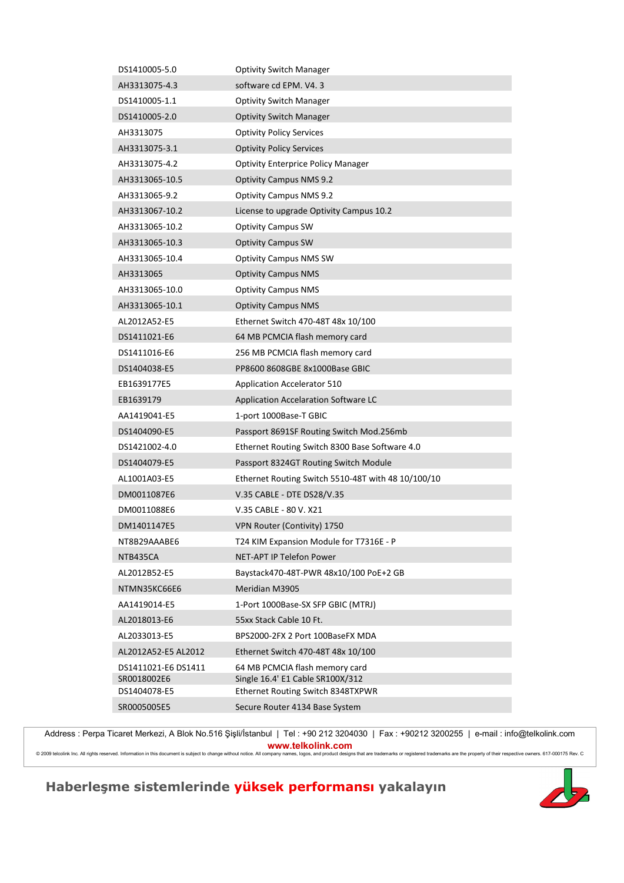| | |
|---|---|
| DS1410005-5.0 | Optivity Switch Manager |
| AH3313075-4.3 | software cd EPM. V4. 3 |
| DS1410005-1.1 | Optivity Switch Manager |
| DS1410005-2.0 | Optivity Switch Manager |
| AH3313075 | Optivity Policy Services |
| AH3313075-3.1 | Optivity Policy Services |
| AH3313075-4.2 | Optivity Enterprise Policy Manager |
| AH3313065-10.5 | Optivity Campus NMS 9.2 |
| AH3313065-9.2 | Optivity Campus NMS 9.2 |
| AH3313067-10.2 | License to upgrade Optivity Campus 10.2 |
| AH3313065-10.2 | Optivity Campus SW |
| AH3313065-10.3 | Optivity Campus SW |
| AH3313065-10.4 | Optivity Campus NMS SW |
| AH3313065 | Optivity Campus NMS |
| AH3313065-10.0 | Optivity Campus NMS |
| AH3313065-10.1 | Optivity Campus NMS |
| AL2012A52-E5 | Ethernet Switch 470-48T 48x 10/100 |
| DS1411021-E6 | 64 MB PCMCIA flash memory card |
| DS1411016-E6 | 256 MB PCMCIA flash memory card |
| DS1404038-E5 | PP8600 8608GBE 8x1000Base GBIC |
| EB1639177E5 | Application Accelerator 510 |
| EB1639179 | Application Accelaration Software LC |
| AA1419041-E5 | 1-port 1000Base-T GBIC |
| DS1404090-E5 | Passport 8691SF Routing Switch Mod.256mb |
| DS1421002-4.0 | Ethernet Routing Switch 8300 Base Software 4.0 |
| DS1404079-E5 | Passport 8324GT Routing Switch Module |
| AL1001A03-E5 | Ethernet Routing Switch 5510-48T with 48 10/100/10 |
| DM0011087E6 | V.35 CABLE - DTE DS28/V.35 |
| DM0011088E6 | V.35 CABLE - 80 V. X21 |
| DM1401147E5 | VPN Router (Contivity) 1750 |
| NT8B29AAABE6 | T24 KIM Expansion Module for T7316E - P |
| NTB435CA | NET-APT IP Telefon Power |
| AL2012B52-E5 | Baystack470-48T-PWR 48x10/100 PoE+2 GB |
| NTMN35KC66E6 | Meridian M3905 |
| AA1419014-E5 | 1-Port 1000Base-SX SFP GBIC (MTRJ) |
| AL2018013-E6 | 55xx Stack Cable 10 Ft. |
| AL2033013-E5 | BPS2000-2FX 2 Port 100BaseFX MDA |
| AL2012A52-E5 AL2012 | Ethernet Switch 470-48T 48x 10/100 |
| DS1411021-E6 DS1411 | 64 MB PCMCIA flash memory card |
| SR0018002E6 | Single 16.4' E1 Cable SR100X/312 |
| DS1404078-E5 | Ethernet Routing Switch 8348TXPWR |
| SR0005005E5 | Secure Router 4134 Base System |

Address : Perpa Ticaret Merkezi, A Blok No.516 Şişli/İstanbul | Tel : +90 212 3204030 | Fax : +90212 3200255 | e-mail : info@telkolink.com
www.telkolink.com
© 2009 telcolink Inc. All rights reserved. Information in this document is subject to change without notice. All company names, logos, and product designs that are trademarks or registered trademarks are the property of their respective owners. 617-000175 Rev. C

**Haberleşme sistemlerinde yüksek performansı yakalayın**